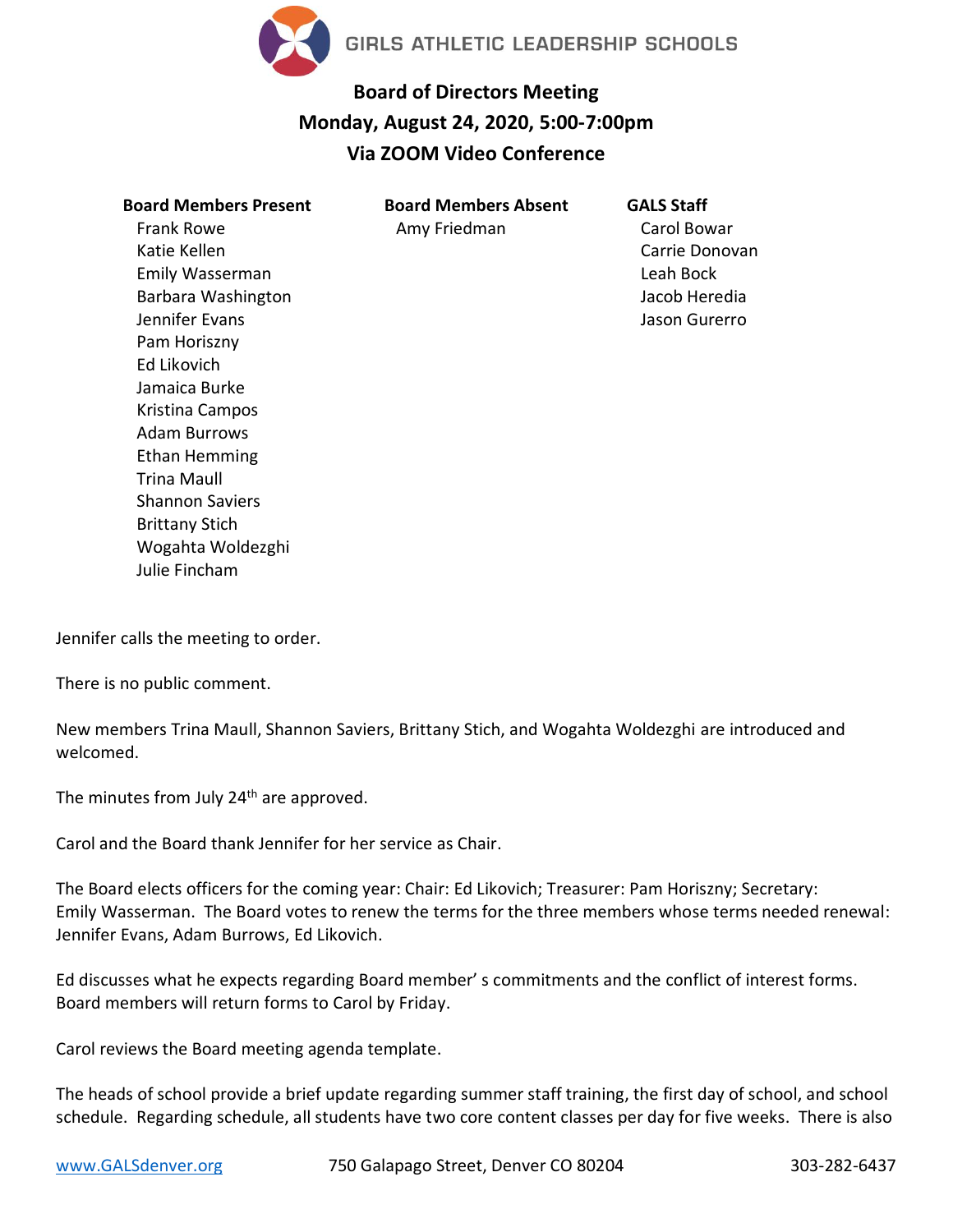GIRLS ATHLETIC LEADERSHIP SCHOOLS

# Board of Directors Meeting
## Monday, August 24, 2020, 5:00-7:00pm
## Via ZOOM Video Conference

**Board Members Present**
- Frank Rowe
- Katie Kellen
- Emily Wasserman
- Barbara Washington
- Jennifer Evans
- Pam Horiszny
- Ed Likovich
- Jamaica Burke
- Kristina Campos
- Adam Burrows
- Ethan Hemming
- Trina Maull
- Shannon Saviers
- Brittany Stich
- Wogahta Woldezghi
- Julie Fincham

**Board Members Absent**
- Amy Friedman

**GALS Staff**
- Carol Bowar
- Carrie Donovan
- Leah Bock
- Jacob Heredia
- Jason Gurerro

Jennifer calls the meeting to order.

There is no public comment.

New members Trina Maull, Shannon Saviers, Brittany Stich, and Wogahta Woldezghi are introduced and welcomed.

The minutes from July 24th are approved.

Carol and the Board thank Jennifer for her service as Chair.

The Board elects officers for the coming year: Chair: Ed Likovich; Treasurer: Pam Horiszny; Secretary: Emily Wasserman. The Board votes to renew the terms for the three members whose terms needed renewal: Jennifer Evans, Adam Burrows, Ed Likovich.

Ed discusses what he expects regarding Board member' s commitments and the conflict of interest forms. Board members will return forms to Carol by Friday.

Carol reviews the Board meeting agenda template.

The heads of school provide a brief update regarding summer staff training, the first day of school, and school schedule. Regarding schedule, all students have two core content classes per day for five weeks. There is also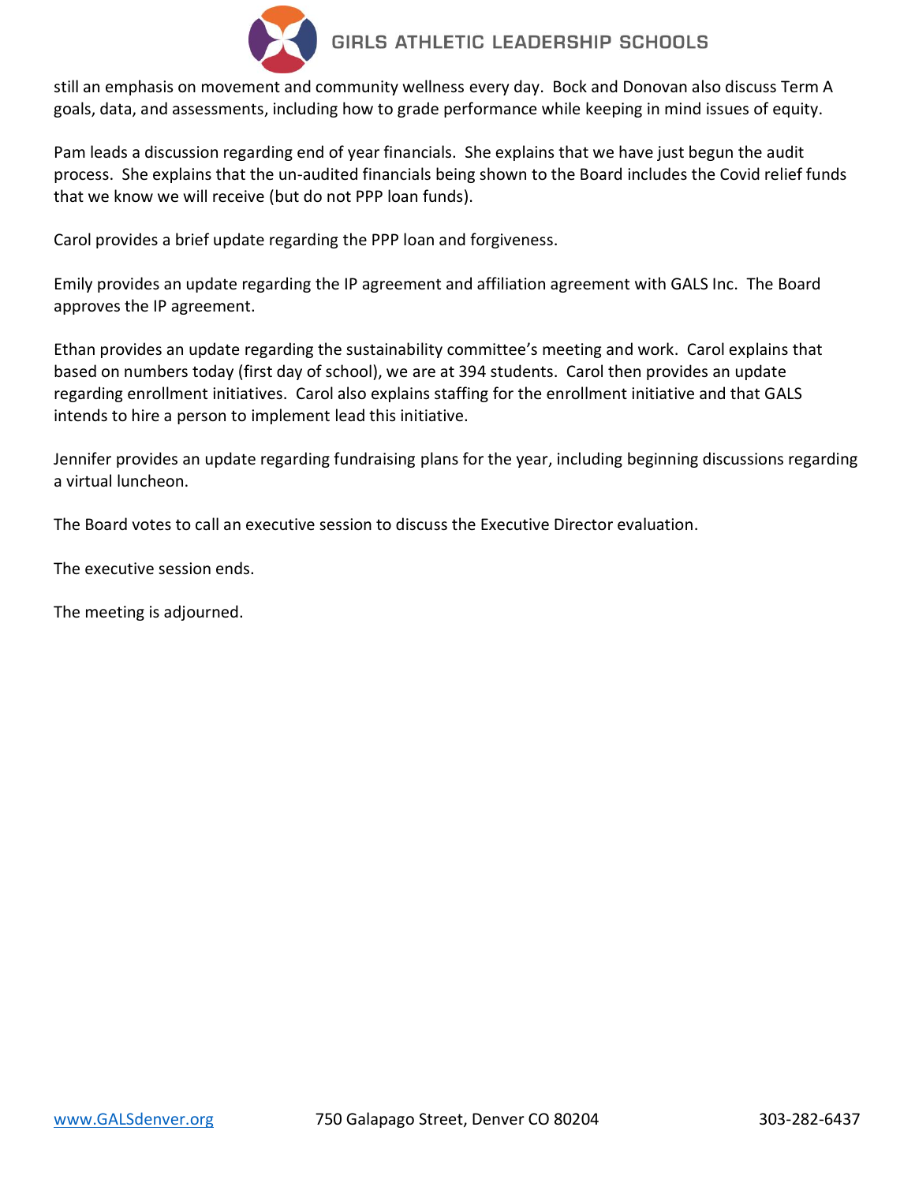still an emphasis on movement and community wellness every day. Bock and Donovan also discuss Term A goals, data, and assessments, including how to grade performance while keeping in mind issues of equity.

Pam leads a discussion regarding end of year financials. She explains that we have just begun the audit process. She explains that the un-audited financials being shown to the Board includes the Covid relief funds that we know we will receive (but do not PPP loan funds).

Carol provides a brief update regarding the PPP loan and forgiveness.

Emily provides an update regarding the IP agreement and affiliation agreement with GALS Inc. The Board approves the IP agreement.

Ethan provides an update regarding the sustainability committee's meeting and work. Carol explains that based on numbers today (first day of school), we are at 394 students. Carol then provides an update regarding enrollment initiatives. Carol also explains staffing for the enrollment initiative and that GALS intends to hire a person to implement lead this initiative.

Jennifer provides an update regarding fundraising plans for the year, including beginning discussions regarding a virtual luncheon.

The Board votes to call an executive session to discuss the Executive Director evaluation.

The executive session ends.

The meeting is adjourned.